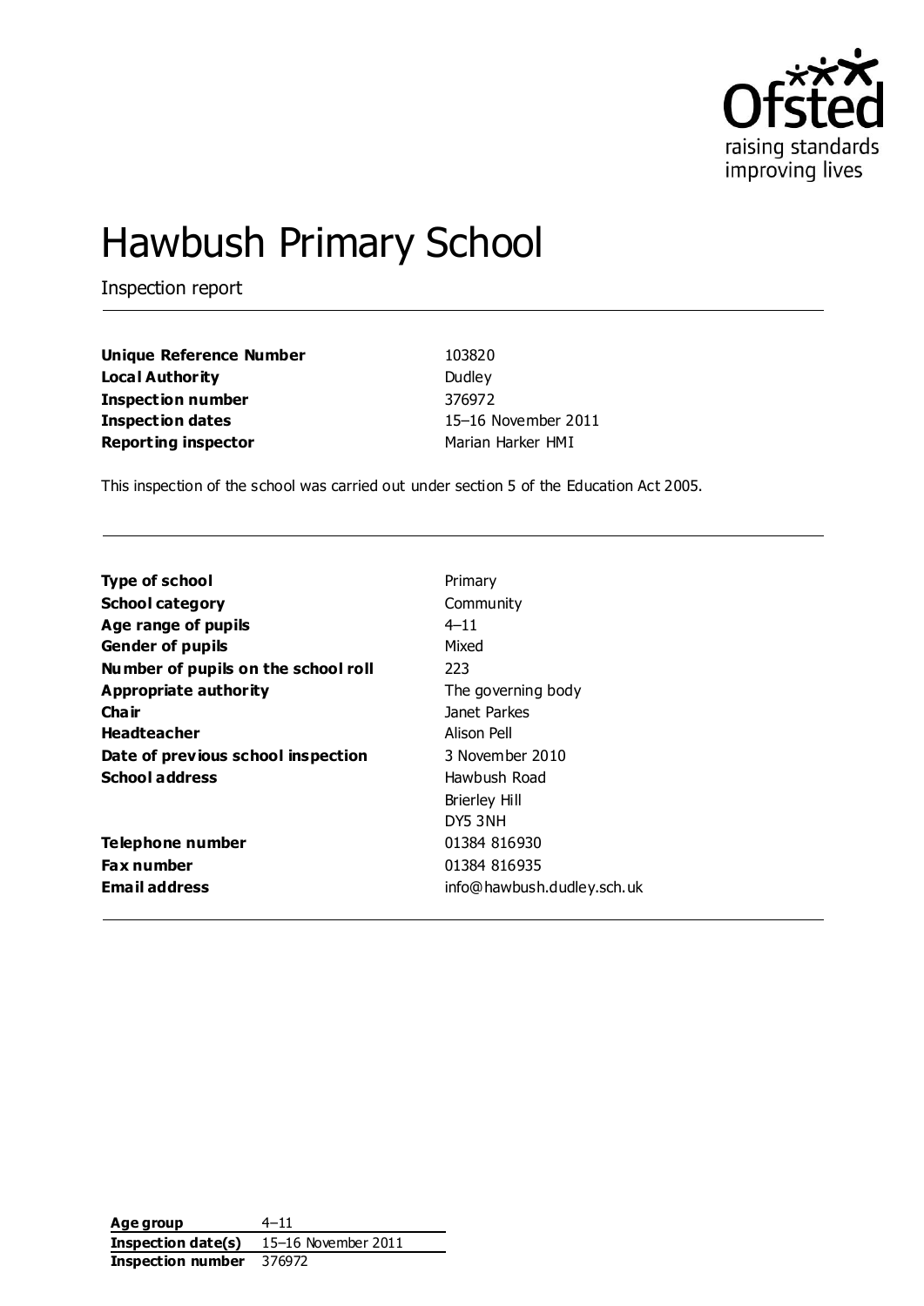# Hawbush Primary School

Inspection report

| | |
|---|---|
| **Unique Reference Number** | 103820 |
| **Local Authority** | Dudley |
| **Inspection number** | 376972 |
| **Inspection dates** | 15–16 November 2011 |
| **Reporting inspector** | Marian Harker HMI |

This inspection of the school was carried out under section 5 of the Education Act 2005.

| | |
|---|---|
| **Type of school** | Primary |
| **School category** | Community |
| **Age range of pupils** | 4–11 |
| **Gender of pupils** | Mixed |
| **Number of pupils on the school roll** | 223 |
| **Appropriate authority** | The governing body |
| **Chair** | Janet Parkes |
| **Headteacher** | Alison Pell |
| **Date of previous school inspection** | 3 November 2010 |
| **School address** | Hawbush Road<br>Brierley Hill<br>DY5 3NH |
| **Telephone number** | 01384 816930 |
| **Fax number** | 01384 816935 |
| **Email address** | info@hawbush.dudley.sch.uk |

| | |
|---|---|
| **Age group** | 4–11 |
| **Inspection date(s)** | 15–16 November 2011 |
| **Inspection number** | 376972 |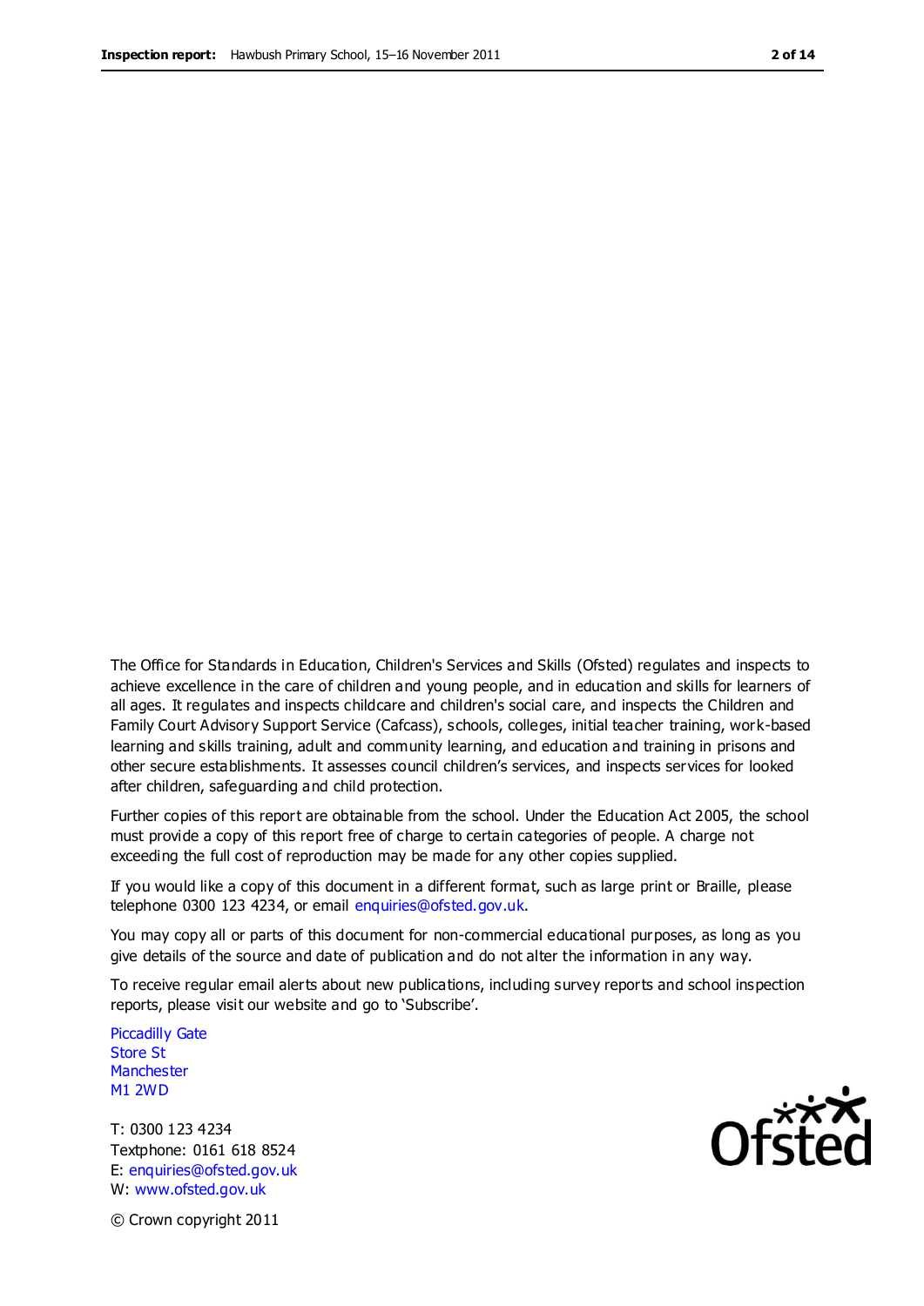The Office for Standards in Education, Children's Services and Skills (Ofsted) regulates and inspects to achieve excellence in the care of children and young people, and in education and skills for learners of all ages. It regulates and inspects childcare and children's social care, and inspects the Children and Family Court Advisory Support Service (Cafcass), schools, colleges, initial teacher training, work-based learning and skills training, adult and community learning, and education and training in prisons and other secure establishments. It assesses council children's services, and inspects services for looked after children, safeguarding and child protection.

Further copies of this report are obtainable from the school. Under the Education Act 2005, the school must provide a copy of this report free of charge to certain categories of people. A charge not exceeding the full cost of reproduction may be made for any other copies supplied.

If you would like a copy of this document in a different format, such as large print or Braille, please telephone 0300 123 4234, or email enquiries@ofsted.gov.uk.

You may copy all or parts of this document for non-commercial educational purposes, as long as you give details of the source and date of publication and do not alter the information in any way.

To receive regular email alerts about new publications, including survey reports and school inspection reports, please visit our website and go to 'Subscribe'.

Piccadilly Gate
Store St
Manchester
M1 2WD

T: 0300 123 4234
Textphone: 0161 618 8524
E: enquiries@ofsted.gov.uk
W: www.ofsted.gov.uk

© Crown copyright 2011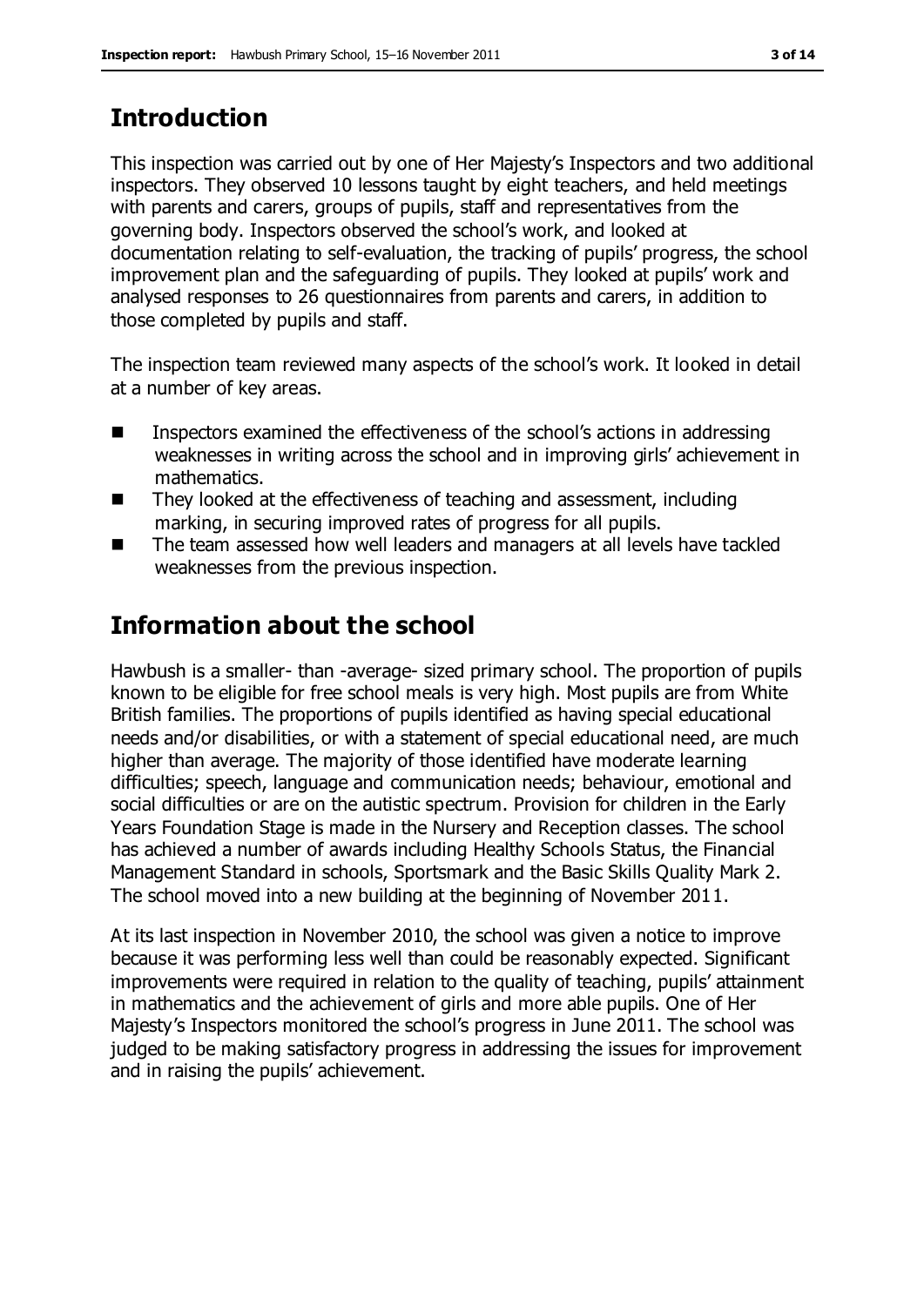## Introduction

This inspection was carried out by one of Her Majesty's Inspectors and two additional inspectors. They observed 10 lessons taught by eight teachers, and held meetings with parents and carers, groups of pupils, staff and representatives from the governing body. Inspectors observed the school's work, and looked at documentation relating to self-evaluation, the tracking of pupils' progress, the school improvement plan and the safeguarding of pupils. They looked at pupils' work and analysed responses to 26 questionnaires from parents and carers, in addition to those completed by pupils and staff.

The inspection team reviewed many aspects of the school's work. It looked in detail at a number of key areas.

- Inspectors examined the effectiveness of the school's actions in addressing weaknesses in writing across the school and in improving girls' achievement in mathematics.
- They looked at the effectiveness of teaching and assessment, including marking, in securing improved rates of progress for all pupils.
- The team assessed how well leaders and managers at all levels have tackled weaknesses from the previous inspection.

## Information about the school

Hawbush is a smaller- than -average- sized primary school. The proportion of pupils known to be eligible for free school meals is very high. Most pupils are from White British families. The proportions of pupils identified as having special educational needs and/or disabilities, or with a statement of special educational need, are much higher than average. The majority of those identified have moderate learning difficulties; speech, language and communication needs; behaviour, emotional and social difficulties or are on the autistic spectrum. Provision for children in the Early Years Foundation Stage is made in the Nursery and Reception classes. The school has achieved a number of awards including Healthy Schools Status, the Financial Management Standard in schools, Sportsmark and the Basic Skills Quality Mark 2. The school moved into a new building at the beginning of November 2011.

At its last inspection in November 2010, the school was given a notice to improve because it was performing less well than could be reasonably expected. Significant improvements were required in relation to the quality of teaching, pupils' attainment in mathematics and the achievement of girls and more able pupils. One of Her Majesty's Inspectors monitored the school's progress in June 2011. The school was judged to be making satisfactory progress in addressing the issues for improvement and in raising the pupils' achievement.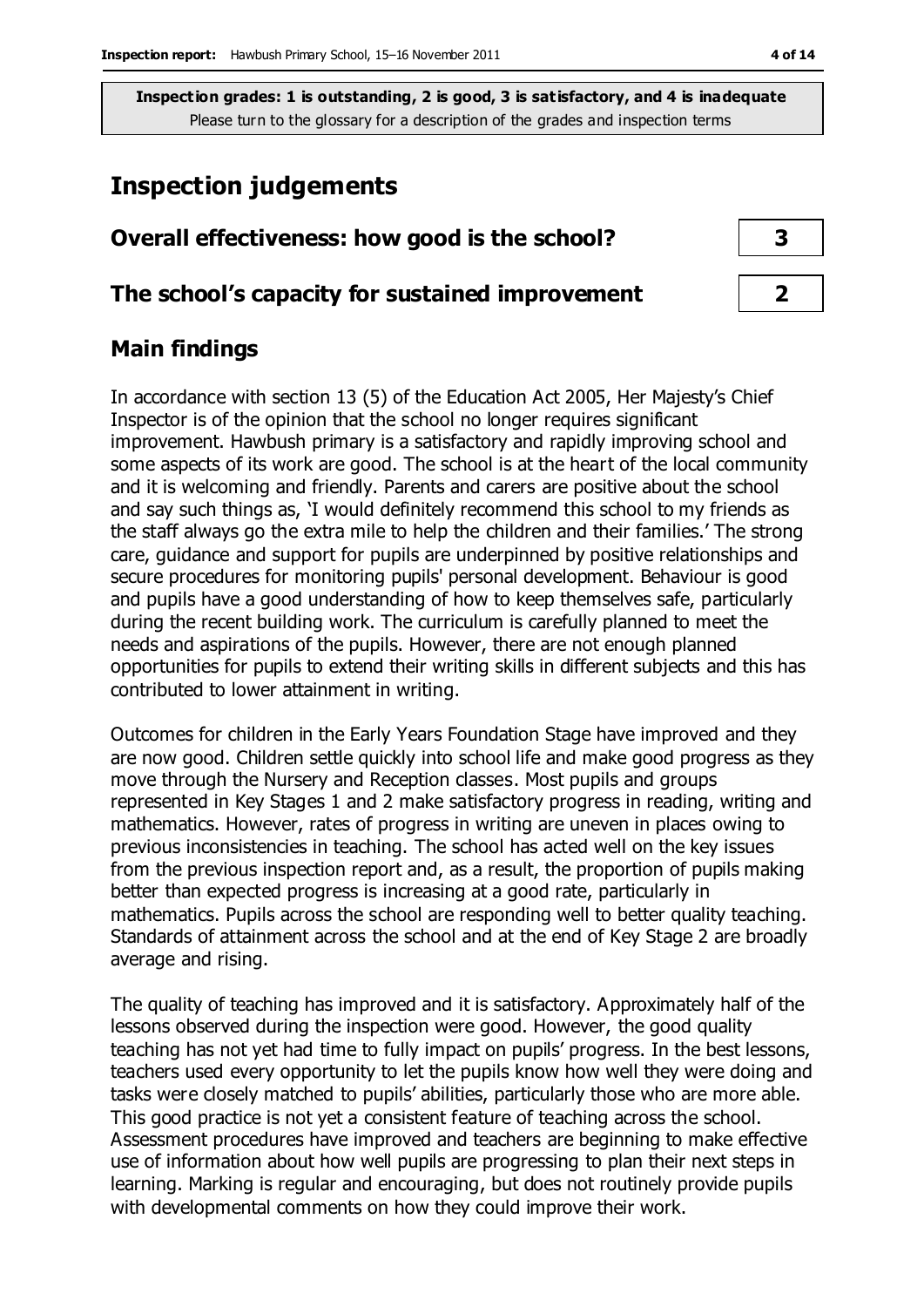**Inspection grades: 1 is outstanding, 2 is good, 3 is satisfactory, and 4 is inadequate**
Please turn to the glossary for a description of the grades and inspection terms

# Inspection judgements

| | |
|---|---|
| **Overall effectiveness: how good is the school?** | **3** |
| **The school's capacity for sustained improvement** | **2** |

## Main findings

In accordance with section 13 (5) of the Education Act 2005, Her Majesty's Chief Inspector is of the opinion that the school no longer requires significant improvement. Hawbush primary is a satisfactory and rapidly improving school and some aspects of its work are good. The school is at the heart of the local community and it is welcoming and friendly. Parents and carers are positive about the school and say such things as, 'I would definitely recommend this school to my friends as the staff always go the extra mile to help the children and their families.' The strong care, guidance and support for pupils are underpinned by positive relationships and secure procedures for monitoring pupils' personal development. Behaviour is good and pupils have a good understanding of how to keep themselves safe, particularly during the recent building work. The curriculum is carefully planned to meet the needs and aspirations of the pupils. However, there are not enough planned opportunities for pupils to extend their writing skills in different subjects and this has contributed to lower attainment in writing.

Outcomes for children in the Early Years Foundation Stage have improved and they are now good. Children settle quickly into school life and make good progress as they move through the Nursery and Reception classes. Most pupils and groups represented in Key Stages 1 and 2 make satisfactory progress in reading, writing and mathematics. However, rates of progress in writing are uneven in places owing to previous inconsistencies in teaching. The school has acted well on the key issues from the previous inspection report and, as a result, the proportion of pupils making better than expected progress is increasing at a good rate, particularly in mathematics. Pupils across the school are responding well to better quality teaching. Standards of attainment across the school and at the end of Key Stage 2 are broadly average and rising.

The quality of teaching has improved and it is satisfactory. Approximately half of the lessons observed during the inspection were good. However, the good quality teaching has not yet had time to fully impact on pupils' progress. In the best lessons, teachers used every opportunity to let the pupils know how well they were doing and tasks were closely matched to pupils' abilities, particularly those who are more able. This good practice is not yet a consistent feature of teaching across the school. Assessment procedures have improved and teachers are beginning to make effective use of information about how well pupils are progressing to plan their next steps in learning. Marking is regular and encouraging, but does not routinely provide pupils with developmental comments on how they could improve their work.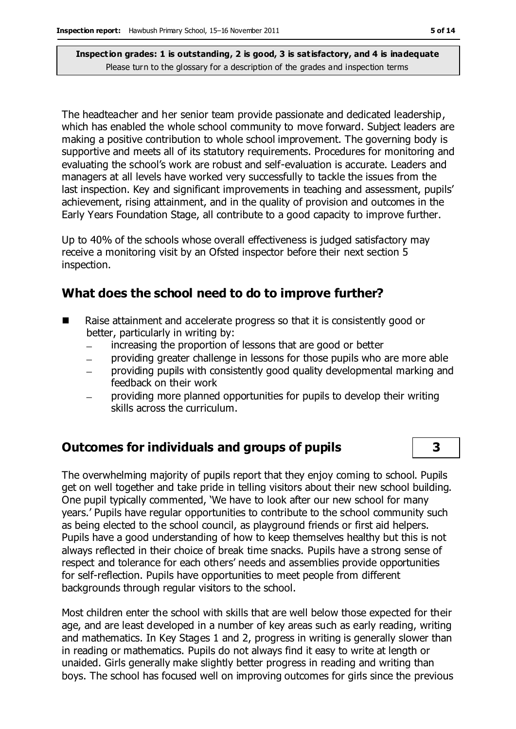The headteacher and her senior team provide passionate and dedicated leadership, which has enabled the whole school community to move forward. Subject leaders are making a positive contribution to whole school improvement. The governing body is supportive and meets all of its statutory requirements. Procedures for monitoring and evaluating the school's work are robust and self-evaluation is accurate. Leaders and managers at all levels have worked very successfully to tackle the issues from the last inspection. Key and significant improvements in teaching and assessment, pupils' achievement, rising attainment, and in the quality of provision and outcomes in the Early Years Foundation Stage, all contribute to a good capacity to improve further.

Up to 40% of the schools whose overall effectiveness is judged satisfactory may receive a monitoring visit by an Ofsted inspector before their next section 5 inspection.

## What does the school need to do to improve further?

- Raise attainment and accelerate progress so that it is consistently good or better, particularly in writing by:
  - increasing the proportion of lessons that are good or better
  - providing greater challenge in lessons for those pupils who are more able
  - providing pupils with consistently good quality developmental marking and feedback on their work
  - providing more planned opportunities for pupils to develop their writing skills across the curriculum.

## Outcomes for individuals and groups of pupils — 3

The overwhelming majority of pupils report that they enjoy coming to school. Pupils get on well together and take pride in telling visitors about their new school building. One pupil typically commented, 'We have to look after our new school for many years.' Pupils have regular opportunities to contribute to the school community such as being elected to the school council, as playground friends or first aid helpers. Pupils have a good understanding of how to keep themselves healthy but this is not always reflected in their choice of break time snacks. Pupils have a strong sense of respect and tolerance for each others' needs and assemblies provide opportunities for self-reflection. Pupils have opportunities to meet people from different backgrounds through regular visitors to the school.

Most children enter the school with skills that are well below those expected for their age, and are least developed in a number of key areas such as early reading, writing and mathematics. In Key Stages 1 and 2, progress in writing is generally slower than in reading or mathematics. Pupils do not always find it easy to write at length or unaided. Girls generally make slightly better progress in reading and writing than boys. The school has focused well on improving outcomes for girls since the previous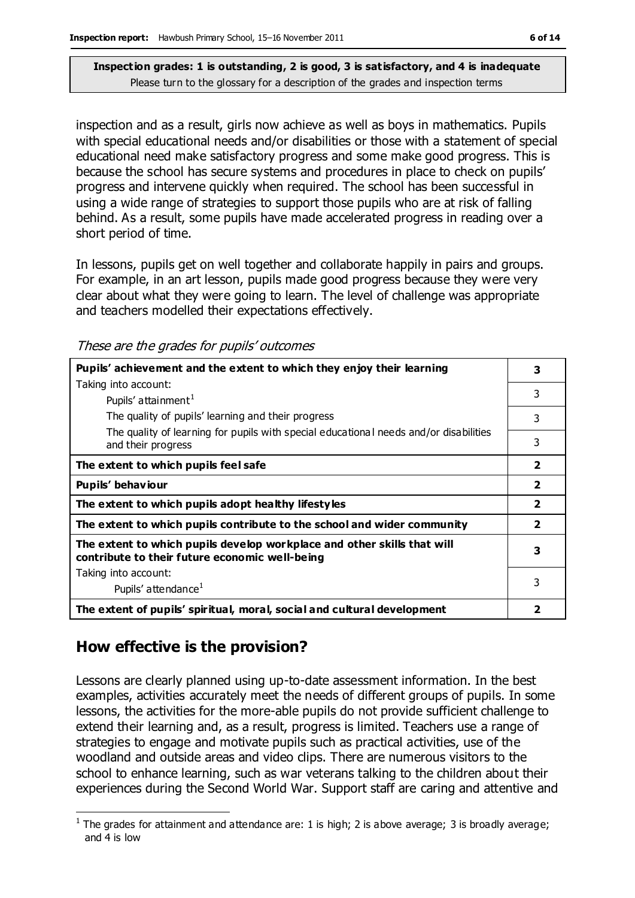**Inspection grades: 1 is outstanding, 2 is good, 3 is satisfactory, and 4 is inadequate**
Please turn to the glossary for a description of the grades and inspection terms

inspection and as a result, girls now achieve as well as boys in mathematics. Pupils with special educational needs and/or disabilities or those with a statement of special educational need make satisfactory progress and some make good progress. This is because the school has secure systems and procedures in place to check on pupils' progress and intervene quickly when required. The school has been successful in using a wide range of strategies to support those pupils who are at risk of falling behind. As a result, some pupils have made accelerated progress in reading over a short period of time.

In lessons, pupils get on well together and collaborate happily in pairs and groups. For example, in an art lesson, pupils made good progress because they were very clear about what they were going to learn. The level of challenge was appropriate and teachers modelled their expectations effectively.

*These are the grades for pupils' outcomes*

| | |
|---|---|
| **Pupils' achievement and the extent to which they enjoy their learning** | **3** |
| Taking into account: Pupils' attainment[1] | 3 |
| The quality of pupils' learning and their progress | 3 |
| The quality of learning for pupils with special educational needs and/or disabilities and their progress | 3 |
| **The extent to which pupils feel safe** | **2** |
| **Pupils' behaviour** | **2** |
| **The extent to which pupils adopt healthy lifestyles** | **2** |
| **The extent to which pupils contribute to the school and wider community** | **2** |
| **The extent to which pupils develop workplace and other skills that will contribute to their future economic well-being** | **3** |
| Taking into account: Pupils' attendance[1] | 3 |
| **The extent of pupils' spiritual, moral, social and cultural development** | **2** |

## How effective is the provision?

Lessons are clearly planned using up-to-date assessment information. In the best examples, activities accurately meet the needs of different groups of pupils. In some lessons, the activities for the more-able pupils do not provide sufficient challenge to extend their learning and, as a result, progress is limited. Teachers use a range of strategies to engage and motivate pupils such as practical activities, use of the woodland and outside areas and video clips. There are numerous visitors to the school to enhance learning, such as war veterans talking to the children about their experiences during the Second World War. Support staff are caring and attentive and

[1] The grades for attainment and attendance are: 1 is high; 2 is above average; 3 is broadly average; and 4 is low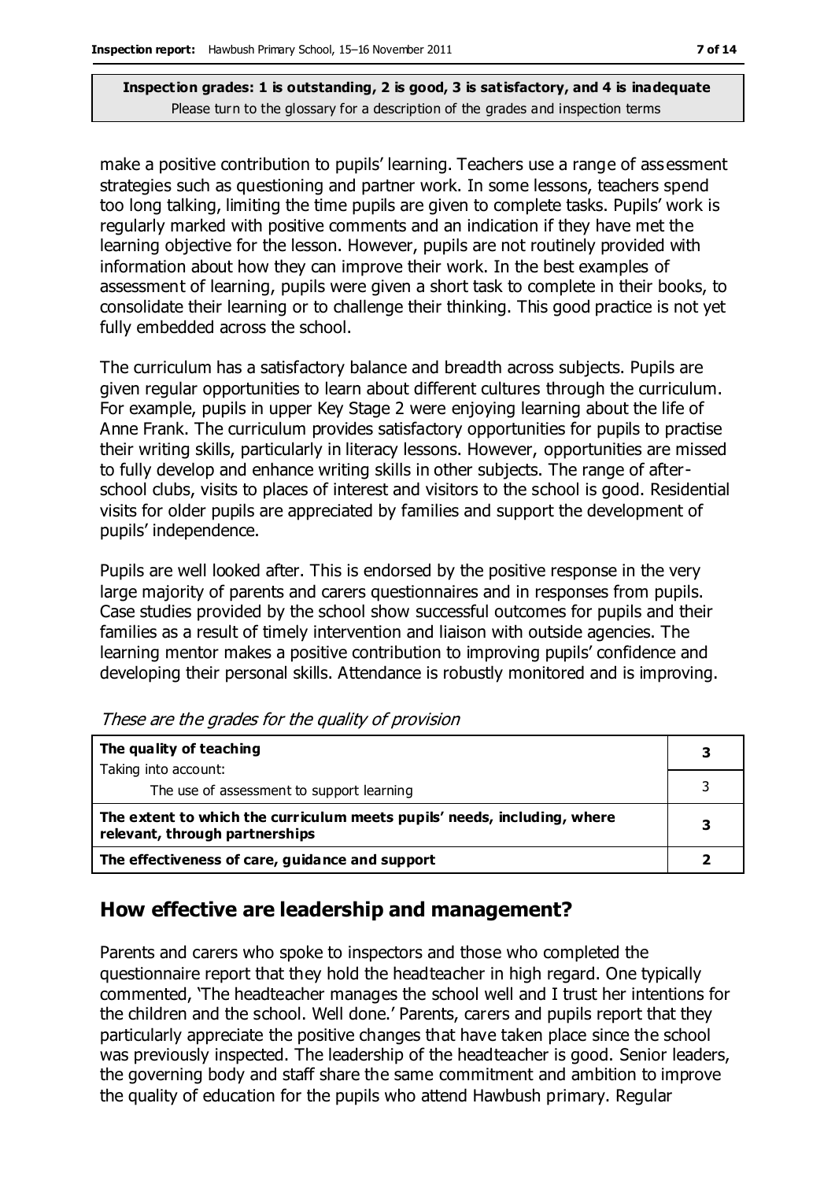**Inspection grades: 1 is outstanding, 2 is good, 3 is satisfactory, and 4 is inadequate**
Please turn to the glossary for a description of the grades and inspection terms

make a positive contribution to pupils' learning. Teachers use a range of assessment strategies such as questioning and partner work. In some lessons, teachers spend too long talking, limiting the time pupils are given to complete tasks. Pupils' work is regularly marked with positive comments and an indication if they have met the learning objective for the lesson. However, pupils are not routinely provided with information about how they can improve their work. In the best examples of assessment of learning, pupils were given a short task to complete in their books, to consolidate their learning or to challenge their thinking. This good practice is not yet fully embedded across the school.

The curriculum has a satisfactory balance and breadth across subjects. Pupils are given regular opportunities to learn about different cultures through the curriculum. For example, pupils in upper Key Stage 2 were enjoying learning about the life of Anne Frank. The curriculum provides satisfactory opportunities for pupils to practise their writing skills, particularly in literacy lessons. However, opportunities are missed to fully develop and enhance writing skills in other subjects. The range of after-school clubs, visits to places of interest and visitors to the school is good. Residential visits for older pupils are appreciated by families and support the development of pupils' independence.

Pupils are well looked after. This is endorsed by the positive response in the very large majority of parents and carers questionnaires and in responses from pupils. Case studies provided by the school show successful outcomes for pupils and their families as a result of timely intervention and liaison with outside agencies. The learning mentor makes a positive contribution to improving pupils' confidence and developing their personal skills. Attendance is robustly monitored and is improving.

*These are the grades for the quality of provision*

| | |
|---|---|
| **The quality of teaching**<br>Taking into account: | **3** |
| The use of assessment to support learning | 3 |
| **The extent to which the curriculum meets pupils' needs, including, where relevant, through partnerships** | **3** |
| **The effectiveness of care, guidance and support** | **2** |

## How effective are leadership and management?

Parents and carers who spoke to inspectors and those who completed the questionnaire report that they hold the headteacher in high regard. One typically commented, 'The headteacher manages the school well and I trust her intentions for the children and the school. Well done.' Parents, carers and pupils report that they particularly appreciate the positive changes that have taken place since the school was previously inspected. The leadership of the headteacher is good. Senior leaders, the governing body and staff share the same commitment and ambition to improve the quality of education for the pupils who attend Hawbush primary. Regular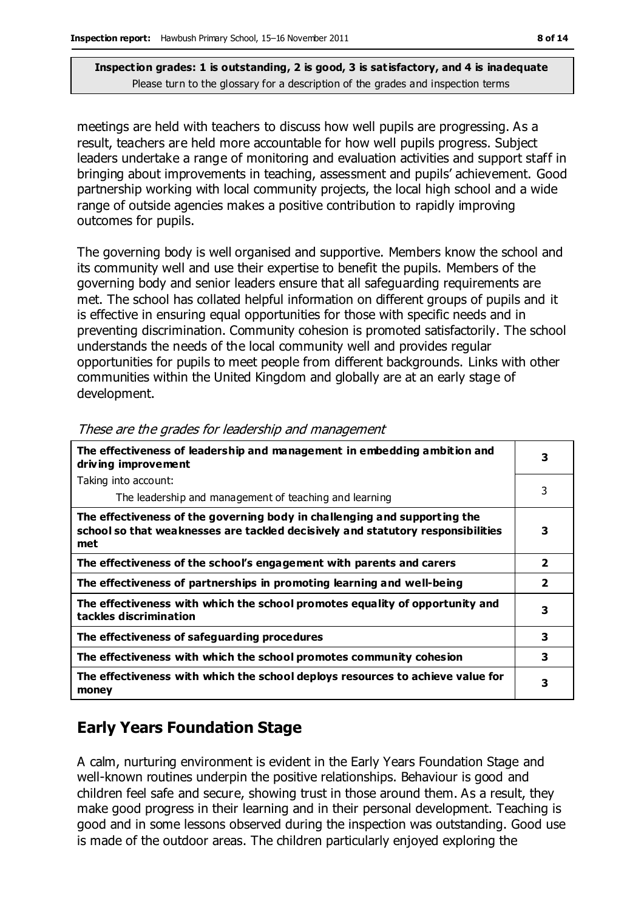**Inspection grades: 1 is outstanding, 2 is good, 3 is satisfactory, and 4 is inadequate**
Please turn to the glossary for a description of the grades and inspection terms

meetings are held with teachers to discuss how well pupils are progressing. As a result, teachers are held more accountable for how well pupils progress. Subject leaders undertake a range of monitoring and evaluation activities and support staff in bringing about improvements in teaching, assessment and pupils' achievement. Good partnership working with local community projects, the local high school and a wide range of outside agencies makes a positive contribution to rapidly improving outcomes for pupils.

The governing body is well organised and supportive. Members know the school and its community well and use their expertise to benefit the pupils. Members of the governing body and senior leaders ensure that all safeguarding requirements are met. The school has collated helpful information on different groups of pupils and it is effective in ensuring equal opportunities for those with specific needs and in preventing discrimination. Community cohesion is promoted satisfactorily. The school understands the needs of the local community well and provides regular opportunities for pupils to meet people from different backgrounds. Links with other communities within the United Kingdom and globally are at an early stage of development.

*These are the grades for leadership and management*

| | |
|---|---|
| **The effectiveness of leadership and management in embedding ambition and driving improvement** | **3** |
| Taking into account:<br>The leadership and management of teaching and learning | 3 |
| **The effectiveness of the governing body in challenging and supporting the school so that weaknesses are tackled decisively and statutory responsibilities met** | **3** |
| **The effectiveness of the school's engagement with parents and carers** | **2** |
| **The effectiveness of partnerships in promoting learning and well-being** | **2** |
| **The effectiveness with which the school promotes equality of opportunity and tackles discrimination** | **3** |
| **The effectiveness of safeguarding procedures** | **3** |
| **The effectiveness with which the school promotes community cohesion** | **3** |
| **The effectiveness with which the school deploys resources to achieve value for money** | **3** |

## Early Years Foundation Stage

A calm, nurturing environment is evident in the Early Years Foundation Stage and well-known routines underpin the positive relationships. Behaviour is good and children feel safe and secure, showing trust in those around them. As a result, they make good progress in their learning and in their personal development. Teaching is good and in some lessons observed during the inspection was outstanding. Good use is made of the outdoor areas. The children particularly enjoyed exploring the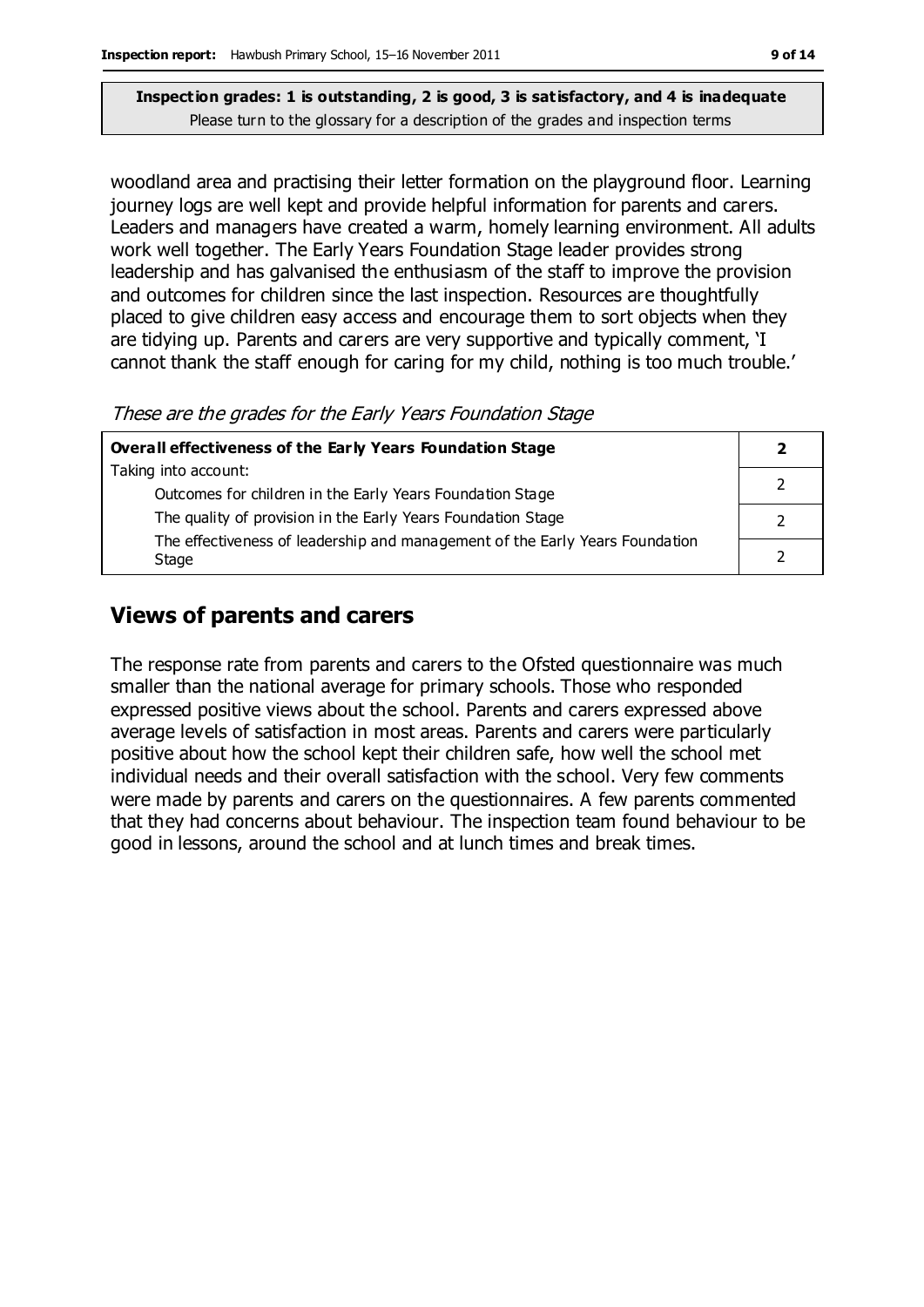**Inspection grades: 1 is outstanding, 2 is good, 3 is satisfactory, and 4 is inadequate**
Please turn to the glossary for a description of the grades and inspection terms

woodland area and practising their letter formation on the playground floor. Learning journey logs are well kept and provide helpful information for parents and carers. Leaders and managers have created a warm, homely learning environment. All adults work well together. The Early Years Foundation Stage leader provides strong leadership and has galvanised the enthusiasm of the staff to improve the provision and outcomes for children since the last inspection. Resources are thoughtfully placed to give children easy access and encourage them to sort objects when they are tidying up. Parents and carers are very supportive and typically comment, 'I cannot thank the staff enough for caring for my child, nothing is too much trouble.'

*These are the grades for the Early Years Foundation Stage*

| **Overall effectiveness of the Early Years Foundation Stage** | **2** |
|---|---|
| Taking into account: Outcomes for children in the Early Years Foundation Stage | 2 |
| The quality of provision in the Early Years Foundation Stage | 2 |
| The effectiveness of leadership and management of the Early Years Foundation Stage | 2 |

## Views of parents and carers

The response rate from parents and carers to the Ofsted questionnaire was much smaller than the national average for primary schools. Those who responded expressed positive views about the school. Parents and carers expressed above average levels of satisfaction in most areas. Parents and carers were particularly positive about how the school kept their children safe, how well the school met individual needs and their overall satisfaction with the school. Very few comments were made by parents and carers on the questionnaires. A few parents commented that they had concerns about behaviour. The inspection team found behaviour to be good in lessons, around the school and at lunch times and break times.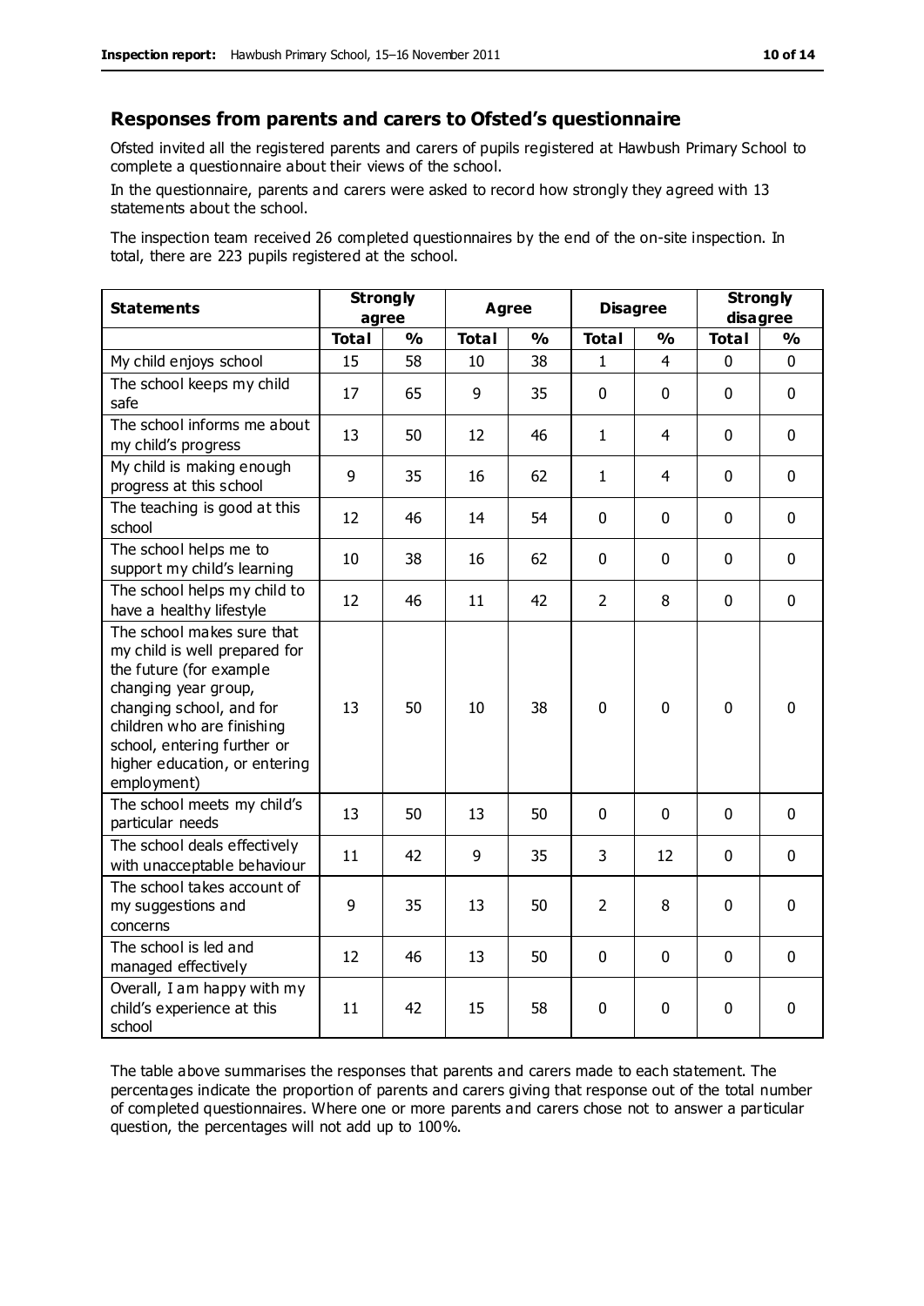## Responses from parents and carers to Ofsted's questionnaire

Ofsted invited all the registered parents and carers of pupils registered at Hawbush Primary School to complete a questionnaire about their views of the school.

In the questionnaire, parents and carers were asked to record how strongly they agreed with 13 statements about the school.

The inspection team received 26 completed questionnaires by the end of the on-site inspection. In total, there are 223 pupils registered at the school.

| Statements | Strongly agree | | Agree | | Disagree | | Strongly disagree | |
|---|---|---|---|---|---|---|---|---|
| | Total | % | Total | % | Total | % | Total | % |
| My child enjoys school | 15 | 58 | 10 | 38 | 1 | 4 | 0 | 0 |
| The school keeps my child safe | 17 | 65 | 9 | 35 | 0 | 0 | 0 | 0 |
| The school informs me about my child's progress | 13 | 50 | 12 | 46 | 1 | 4 | 0 | 0 |
| My child is making enough progress at this school | 9 | 35 | 16 | 62 | 1 | 4 | 0 | 0 |
| The teaching is good at this school | 12 | 46 | 14 | 54 | 0 | 0 | 0 | 0 |
| The school helps me to support my child's learning | 10 | 38 | 16 | 62 | 0 | 0 | 0 | 0 |
| The school helps my child to have a healthy lifestyle | 12 | 46 | 11 | 42 | 2 | 8 | 0 | 0 |
| The school makes sure that my child is well prepared for the future (for example changing year group, changing school, and for children who are finishing school, entering further or higher education, or entering employment) | 13 | 50 | 10 | 38 | 0 | 0 | 0 | 0 |
| The school meets my child's particular needs | 13 | 50 | 13 | 50 | 0 | 0 | 0 | 0 |
| The school deals effectively with unacceptable behaviour | 11 | 42 | 9 | 35 | 3 | 12 | 0 | 0 |
| The school takes account of my suggestions and concerns | 9 | 35 | 13 | 50 | 2 | 8 | 0 | 0 |
| The school is led and managed effectively | 12 | 46 | 13 | 50 | 0 | 0 | 0 | 0 |
| Overall, I am happy with my child's experience at this school | 11 | 42 | 15 | 58 | 0 | 0 | 0 | 0 |

The table above summarises the responses that parents and carers made to each statement. The percentages indicate the proportion of parents and carers giving that response out of the total number of completed questionnaires. Where one or more parents and carers chose not to answer a particular question, the percentages will not add up to 100%.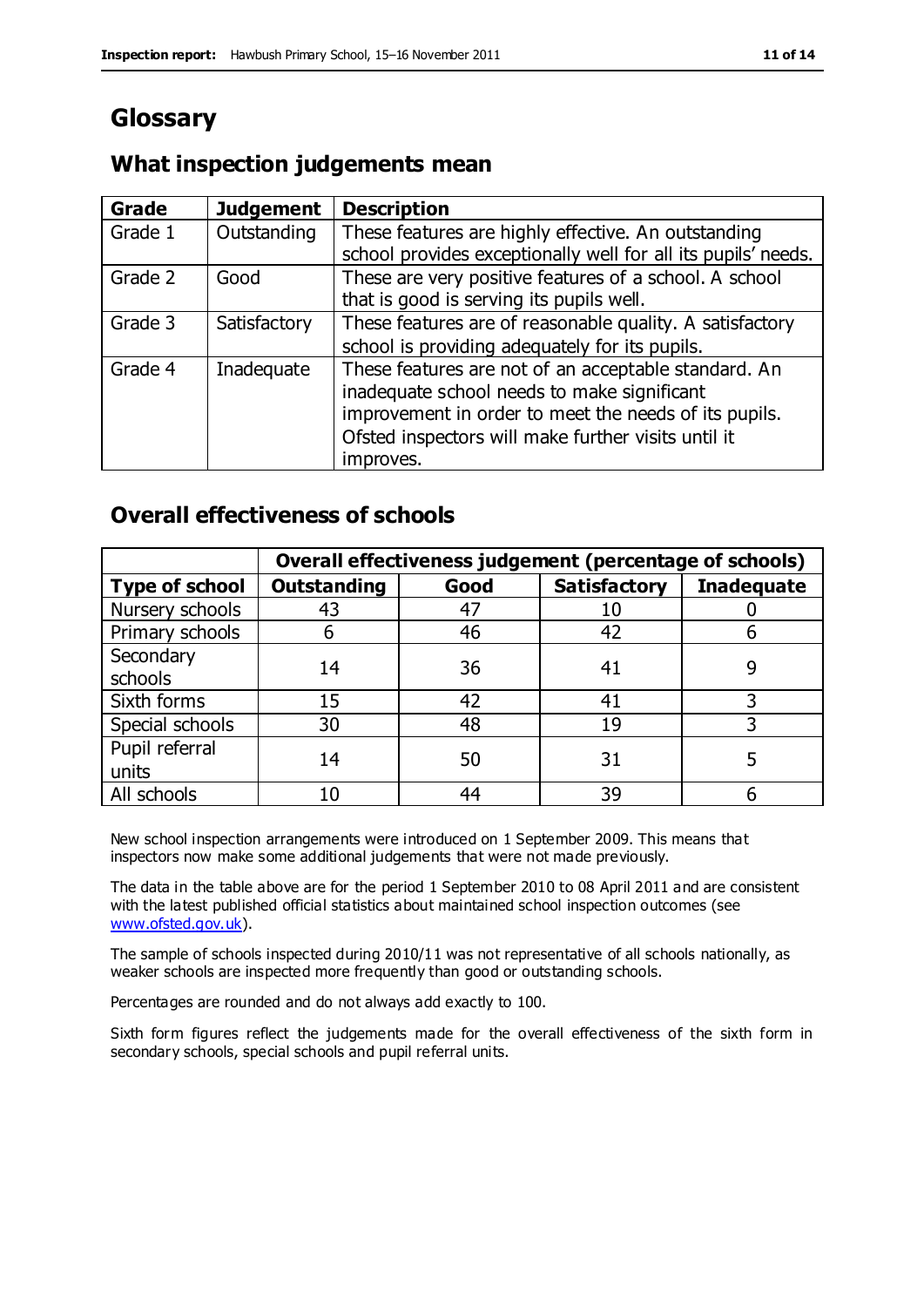# Glossary

## What inspection judgements mean

| Grade | Judgement | Description |
|---|---|---|
| Grade 1 | Outstanding | These features are highly effective. An outstanding school provides exceptionally well for all its pupils' needs. |
| Grade 2 | Good | These are very positive features of a school. A school that is good is serving its pupils well. |
| Grade 3 | Satisfactory | These features are of reasonable quality. A satisfactory school is providing adequately for its pupils. |
| Grade 4 | Inadequate | These features are not of an acceptable standard. An inadequate school needs to make significant improvement in order to meet the needs of its pupils. Ofsted inspectors will make further visits until it improves. |

## Overall effectiveness of schools

| | Overall effectiveness judgement (percentage of schools) | | | |
|---|---|---|---|---|
| **Type of school** | **Outstanding** | **Good** | **Satisfactory** | **Inadequate** |
| Nursery schools | 43 | 47 | 10 | 0 |
| Primary schools | 6 | 46 | 42 | 6 |
| Secondary schools | 14 | 36 | 41 | 9 |
| Sixth forms | 15 | 42 | 41 | 3 |
| Special schools | 30 | 48 | 19 | 3 |
| Pupil referral units | 14 | 50 | 31 | 5 |
| All schools | 10 | 44 | 39 | 6 |

New school inspection arrangements were introduced on 1 September 2009. This means that inspectors now make some additional judgements that were not made previously.

The data in the table above are for the period 1 September 2010 to 08 April 2011 and are consistent with the latest published official statistics about maintained school inspection outcomes (see www.ofsted.gov.uk).

The sample of schools inspected during 2010/11 was not representative of all schools nationally, as weaker schools are inspected more frequently than good or outstanding schools.

Percentages are rounded and do not always add exactly to 100.

Sixth form figures reflect the judgements made for the overall effectiveness of the sixth form in secondary schools, special schools and pupil referral units.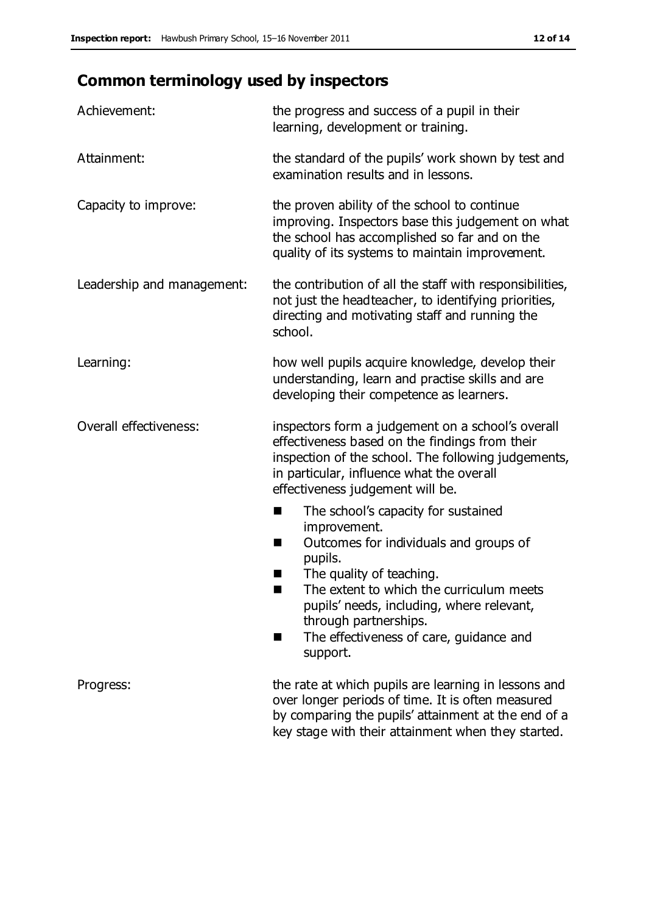## Common terminology used by inspectors

| | |
|---|---|
| Achievement: | the progress and success of a pupil in their learning, development or training. |
| Attainment: | the standard of the pupils' work shown by test and examination results and in lessons. |
| Capacity to improve: | the proven ability of the school to continue improving. Inspectors base this judgement on what the school has accomplished so far and on the quality of its systems to maintain improvement. |
| Leadership and management: | the contribution of all the staff with responsibilities, not just the headteacher, to identifying priorities, directing and motivating staff and running the school. |
| Learning: | how well pupils acquire knowledge, develop their understanding, learn and practise skills and are developing their competence as learners. |
| Overall effectiveness: | inspectors form a judgement on a school's overall effectiveness based on the findings from their inspection of the school. The following judgements, in particular, influence what the overall effectiveness judgement will be.<br>■ The school's capacity for sustained improvement.<br>■ Outcomes for individuals and groups of pupils.<br>■ The quality of teaching.<br>■ The extent to which the curriculum meets pupils' needs, including, where relevant, through partnerships.<br>■ The effectiveness of care, guidance and support. |
| Progress: | the rate at which pupils are learning in lessons and over longer periods of time. It is often measured by comparing the pupils' attainment at the end of a key stage with their attainment when they started. |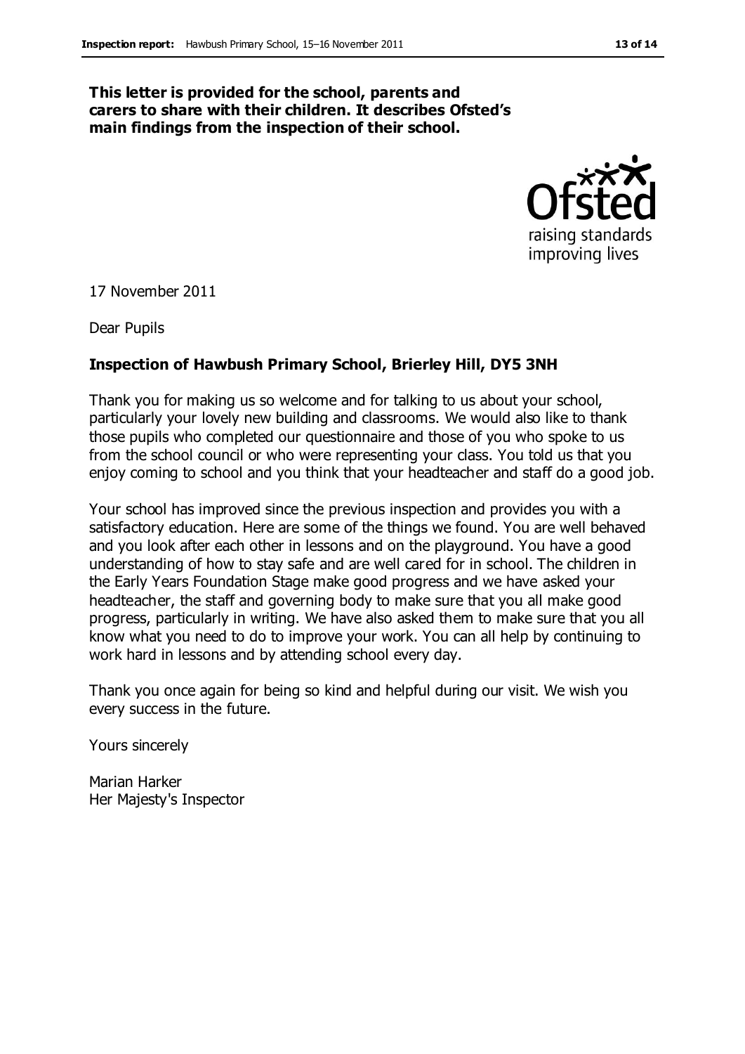**This letter is provided for the school, parents and carers to share with their children. It describes Ofsted's main findings from the inspection of their school.**

17 November 2011

Dear Pupils

**Inspection of Hawbush Primary School, Brierley Hill, DY5 3NH**

Thank you for making us so welcome and for talking to us about your school, particularly your lovely new building and classrooms. We would also like to thank those pupils who completed our questionnaire and those of you who spoke to us from the school council or who were representing your class. You told us that you enjoy coming to school and you think that your headteacher and staff do a good job.

Your school has improved since the previous inspection and provides you with a satisfactory education. Here are some of the things we found. You are well behaved and you look after each other in lessons and on the playground. You have a good understanding of how to stay safe and are well cared for in school. The children in the Early Years Foundation Stage make good progress and we have asked your headteacher, the staff and governing body to make sure that you all make good progress, particularly in writing. We have also asked them to make sure that you all know what you need to do to improve your work. You can all help by continuing to work hard in lessons and by attending school every day.

Thank you once again for being so kind and helpful during our visit. We wish you every success in the future.

Yours sincerely

Marian Harker
Her Majesty's Inspector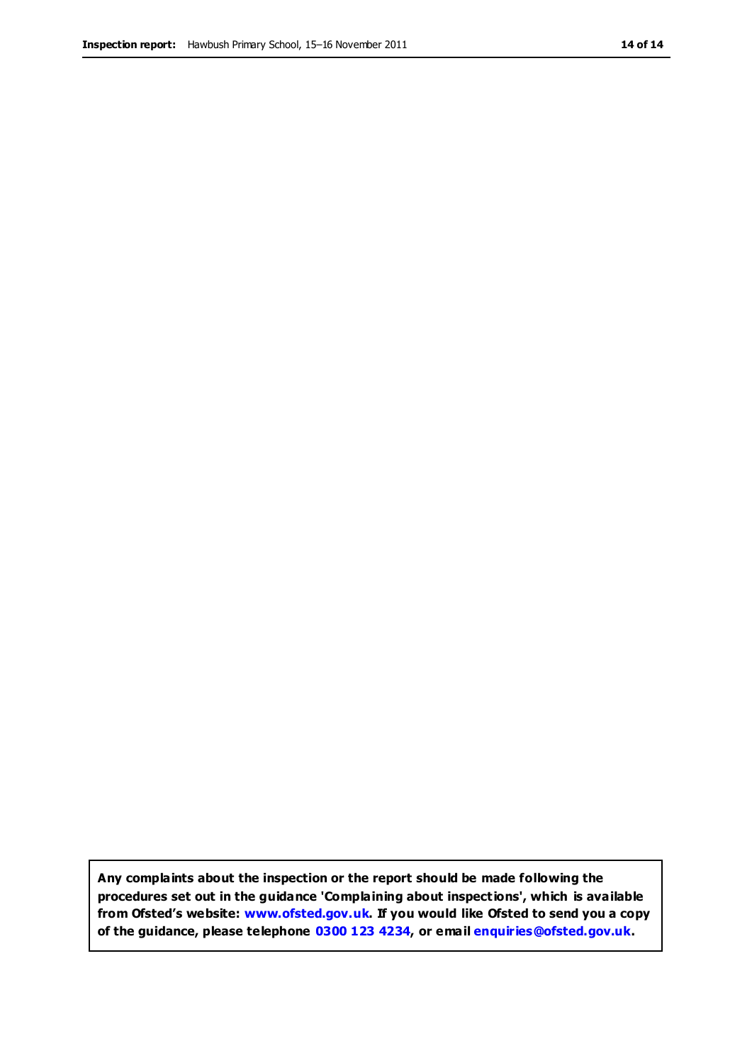**Any complaints about the inspection or the report should be made following the procedures set out in the guidance 'Complaining about inspections', which is available from Ofsted's website: www.ofsted.gov.uk. If you would like Ofsted to send you a copy of the guidance, please telephone 0300 123 4234, or email enquiries@ofsted.gov.uk.**